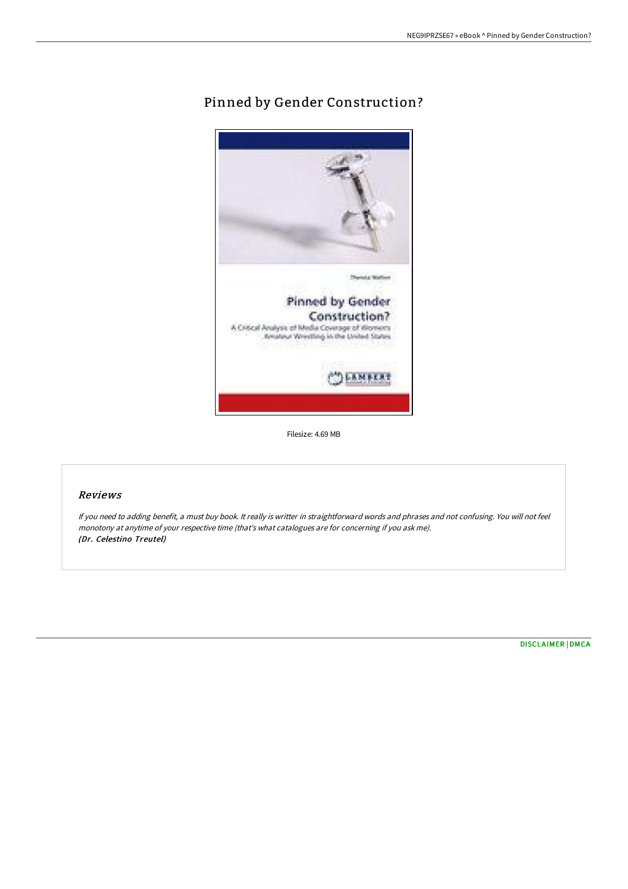# Pinned by Gender Construction?

Filesize: 4.69 MB

## Reviews

*If you need to adding benefit, a must buy book. It really is writter in straightforward words and phrases and not confusing. You will not feel monotony at anytime of your respective time (that's what catalogues are for concerning if you ask me).*
***(Dr. Celestino Treutel)***

DISCLAIMER | DMCA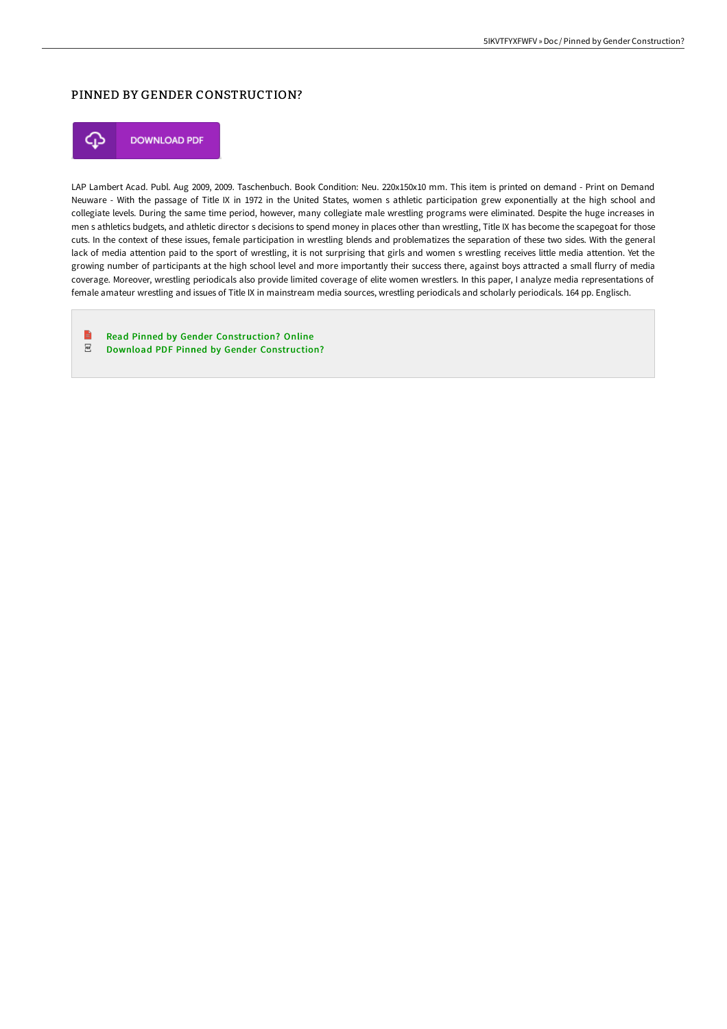## PINNED BY GENDER CONSTRUCTION?

DOWNLOAD PDF

LAP Lambert Acad. Publ. Aug 2009, 2009. Taschenbuch. Book Condition: Neu. 220x150x10 mm. This item is printed on demand - Print on Demand Neuware - With the passage of Title IX in 1972 in the United States, women s athletic participation grew exponentially at the high school and collegiate levels. During the same time period, however, many collegiate male wrestling programs were eliminated. Despite the huge increases in men s athletics budgets, and athletic director s decisions to spend money in places other than wrestling, Title IX has become the scapegoat for those cuts. In the context of these issues, female participation in wrestling blends and problematizes the separation of these two sides. With the general lack of media attention paid to the sport of wrestling, it is not surprising that girls and women s wrestling receives little media attention. Yet the growing number of participants at the high school level and more importantly their success there, against boys attracted a small flurry of media coverage. Moreover, wrestling periodicals also provide limited coverage of elite women wrestlers. In this paper, I analyze media representations of female amateur wrestling and issues of Title IX in mainstream media sources, wrestling periodicals and scholarly periodicals. 164 pp. Englisch.

- Read Pinned by Gender Construction? Online
- Download PDF Pinned by Gender Construction?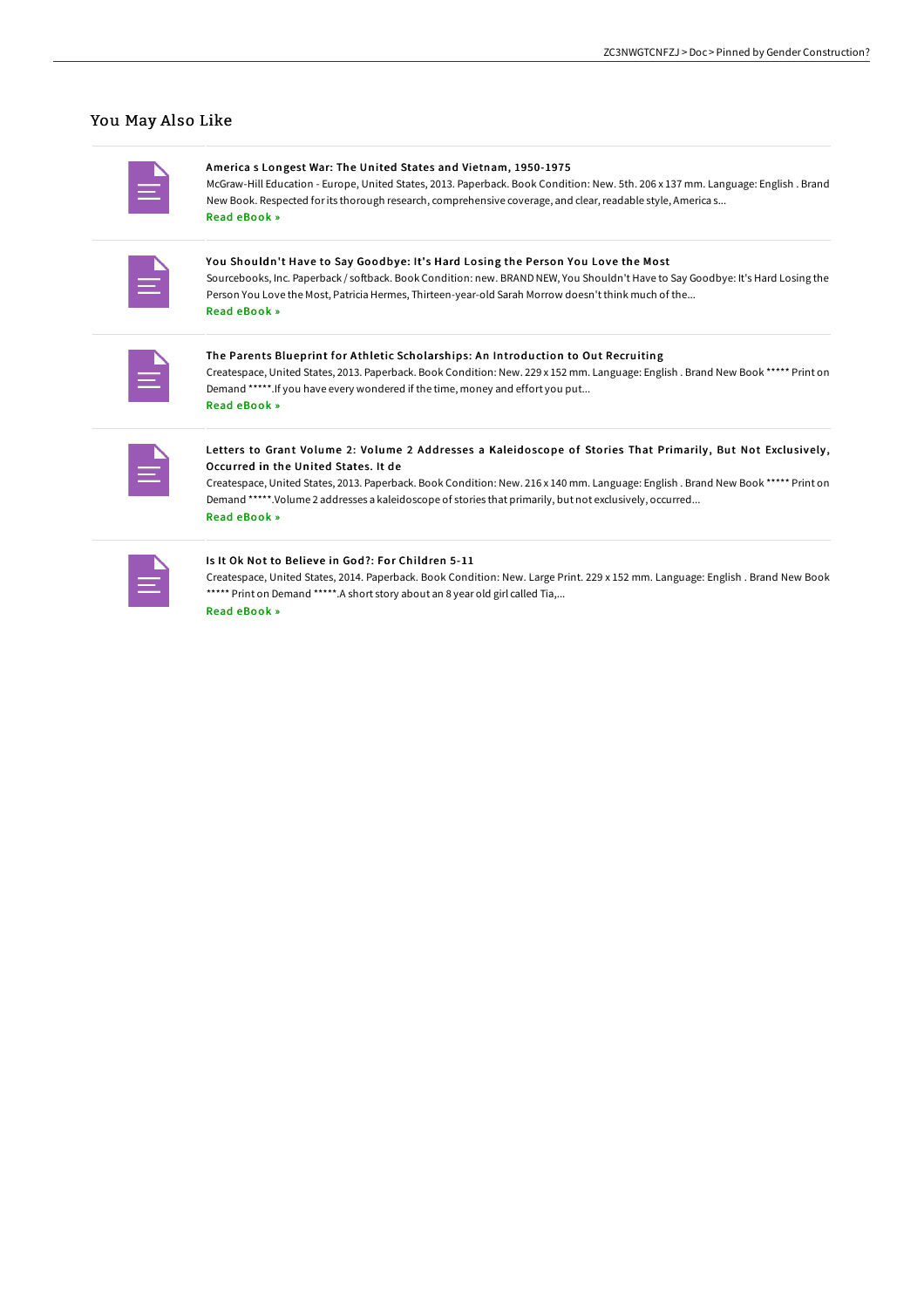## You May Also Like

**America s Longest War: The United States and Vietnam, 1950-1975**

McGraw-Hill Education - Europe, United States, 2013. Paperback. Book Condition: New. 5th. 206 x 137 mm. Language: English . Brand New Book. Respected for its thorough research, comprehensive coverage, and clear, readable style, America s...

Read eBook »

**You Shouldn't Have to Say Goodbye: It's Hard Losing the Person You Love the Most**

Sourcebooks, Inc. Paperback / softback. Book Condition: new. BRAND NEW, You Shouldn't Have to Say Goodbye: It's Hard Losing the Person You Love the Most, Patricia Hermes, Thirteen-year-old Sarah Morrow doesn't think much of the...

Read eBook »

**The Parents Blueprint for Athletic Scholarships: An Introduction to Out Recruiting**

Createspace, United States, 2013. Paperback. Book Condition: New. 229 x 152 mm. Language: English . Brand New Book ***** Print on Demand *****.If you have every wondered if the time, money and effort you put...

Read eBook »

**Letters to Grant Volume 2: Volume 2 Addresses a Kaleidoscope of Stories That Primarily, But Not Exclusively, Occurred in the United States. It de**

Createspace, United States, 2013. Paperback. Book Condition: New. 216 x 140 mm. Language: English . Brand New Book ***** Print on Demand *****.Volume 2 addresses a kaleidoscope of stories that primarily, but not exclusively, occurred...

Read eBook »

**Is It Ok Not to Believe in God?: For Children 5-11**

Createspace, United States, 2014. Paperback. Book Condition: New. Large Print. 229 x 152 mm. Language: English . Brand New Book ***** Print on Demand *****.A short story about an 8 year old girl called Tia,...

Read eBook »